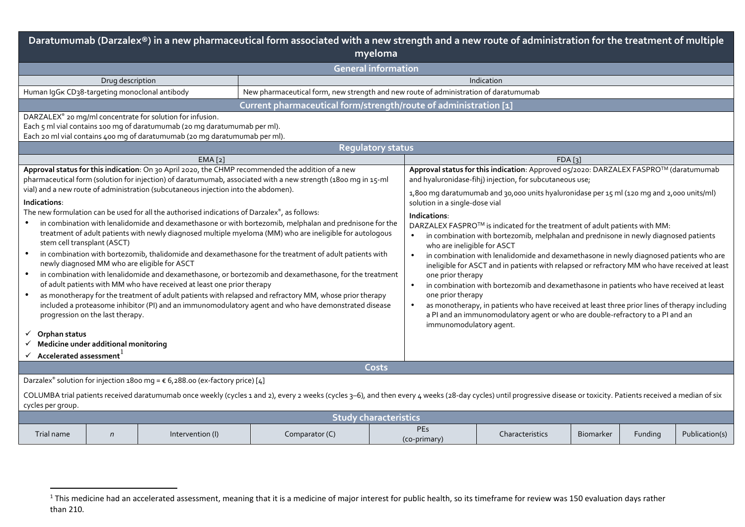# Daratumumab (Darzalex®) in a new pharmaceutical form associated with a new strength and a new route of administration for the treatment of multiple myeloma

## General information

| Drug description | Indication |
|---|---|
| Human IgGκ CD38-targeting monoclonal antibody | New pharmaceutical form, new strength and new route of administration of daratumumab |

## Current pharmaceutical form/strength/route of administration [1]

DARZALEX® 20 mg/ml concentrate for solution for infusion.
Each 5 ml vial contains 100 mg of daratumumab (20 mg daratumumab per ml).
Each 20 ml vial contains 400 mg of daratumumab (20 mg daratumumab per ml).

## Regulatory status

### EMA [2]

**Approval status for this indication**: On 30 April 2020, the CHMP recommended the addition of a new pharmaceutical form (solution for injection) of daratumumab, associated with a new strength (1800 mg in 15-ml vial) and a new route of administration (subcutaneous injection into the abdomen).

**Indications**:

The new formulation can be used for all the authorised indications of Darzalex®, as follows:

- in combination with lenalidomide and dexamethasone or with bortezomib, melphalan and prednisone for the treatment of adult patients with newly diagnosed multiple myeloma (MM) who are ineligible for autologous stem cell transplant (ASCT)
- in combination with bortezomib, thalidomide and dexamethasone for the treatment of adult patients with newly diagnosed MM who are eligible for ASCT
- in combination with lenalidomide and dexamethasone, or bortezomib and dexamethasone, for the treatment of adult patients with MM who have received at least one prior therapy
- as monotherapy for the treatment of adult patients with relapsed and refractory MM, whose prior therapy included a proteasome inhibitor (PI) and an immunomodulatory agent and who have demonstrated disease progression on the last therapy.

✓ **Orphan status**
✓ **Medicine under additional monitoring**
✓ **Accelerated assessment**[1]

### FDA [3]

**Approval status for this indication**: Approved 05/2020: DARZALEX FASPRO™ (daratumumab and hyaluronidase-fihj) injection, for subcutaneous use;

1,800 mg daratumumab and 30,000 units hyaluronidase per 15 ml (120 mg and 2,000 units/ml) solution in a single-dose vial

**Indications**:

DARZALEX FASPRO™ is indicated for the treatment of adult patients with MM:

- in combination with bortezomib, melphalan and prednisone in newly diagnosed patients who are ineligible for ASCT
- in combination with lenalidomide and dexamethasone in newly diagnosed patients who are ineligible for ASCT and in patients with relapsed or refractory MM who have received at least one prior therapy
- in combination with bortezomib and dexamethasone in patients who have received at least one prior therapy
- as monotherapy, in patients who have received at least three prior lines of therapy including a PI and an immunomodulatory agent or who are double-refractory to a PI and an immunomodulatory agent.

## Costs

Darzalex® solution for injection 1800 mg = € 6,288.00 (ex-factory price) [4]

COLUMBA trial patients received daratumumab once weekly (cycles 1 and 2), every 2 weeks (cycles 3–6), and then every 4 weeks (28-day cycles) until progressive disease or toxicity. Patients received a median of six cycles per group.

## Study characteristics

| Trial name | n | Intervention (I) | Comparator (C) | PEs (co-primary) | Characteristics | Biomarker | Funding | Publication(s) |
|---|---|---|---|---|---|---|---|---|

[1] This medicine had an accelerated assessment, meaning that it is a medicine of major interest for public health, so its timeframe for review was 150 evaluation days rather than 210.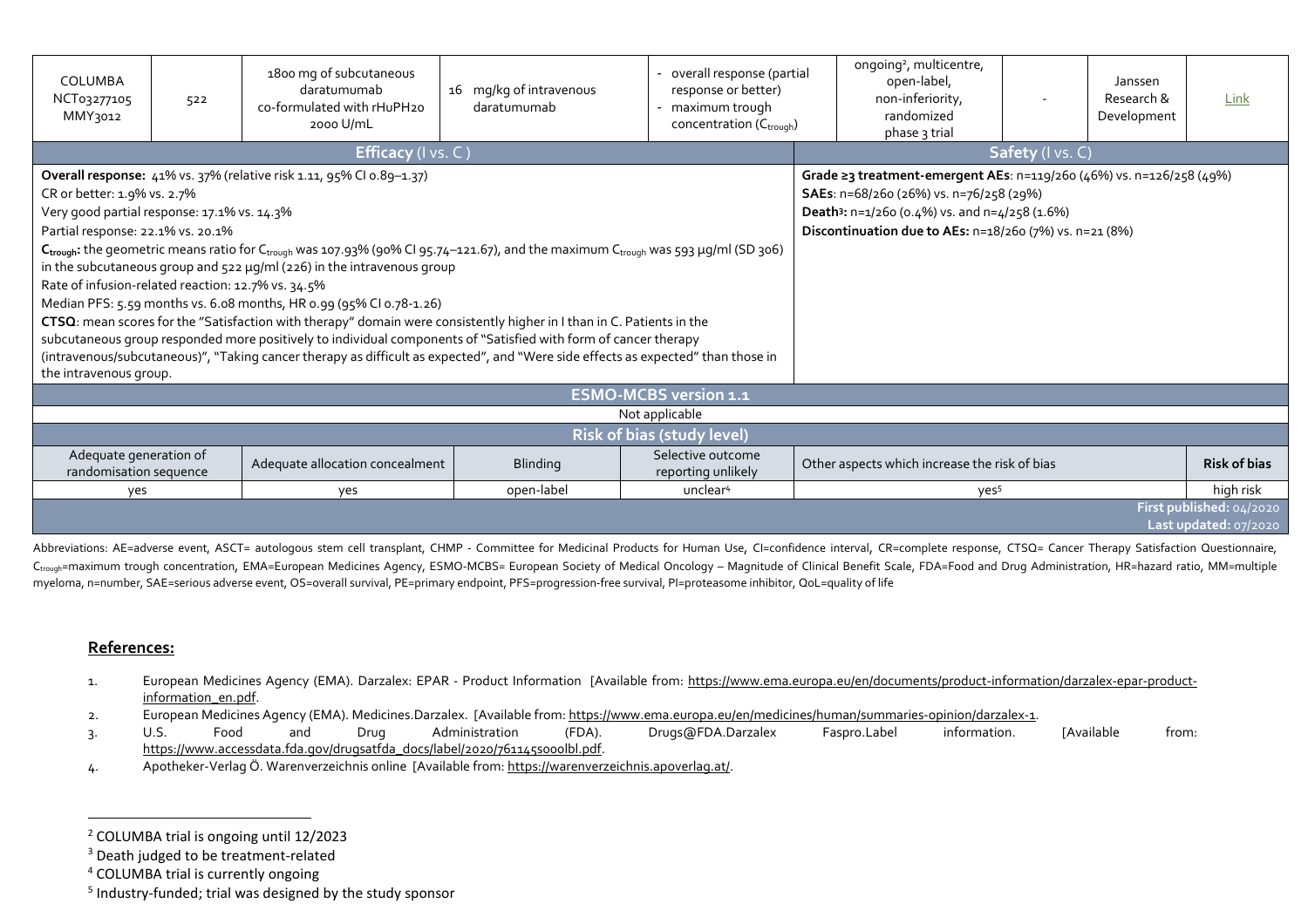| COLUMBA NCT03277105 MMY3012 | 522 | 1800 mg of subcutaneous daratumumab co-formulated with rHuPH20 2000 U/mL | 16 mg/kg of intravenous daratumumab | - overall response (partial response or better) - maximum trough concentration ($C_{trough}$) | ongoing[2], multicentre, open-label, non-inferiority, randomized phase 3 trial | - | Janssen Research & Development | Link |
|---|---|---|---|---|---|---|---|---|

| Efficacy (I vs. C) | Safety (I vs. C) |
|---|---|
| **Overall response:** 41% vs. 37% (relative risk 1.11, 95% CI 0.89–1.37)<br>CR or better: 1.9% vs. 2.7%<br>Very good partial response: 17.1% vs. 14.3%<br>Partial response: 22.1% vs. 20.1%<br>**$C_{trough}$:** the geometric means ratio for $C_{trough}$ was 107.93% (90% CI 95.74–121.67), and the maximum $C_{trough}$ was 593 µg/ml (SD 306) in the subcutaneous group and 522 µg/ml (226) in the intravenous group<br>Rate of infusion-related reaction: 12.7% vs. 34.5%<br>Median PFS: 5.59 months vs. 6.08 months, HR 0.99 (95% CI 0.78-1.26)<br>**CTSQ**: mean scores for the "Satisfaction with therapy" domain were consistently higher in I than in C. Patients in the subcutaneous group responded more positively to individual components of "Satisfied with form of cancer therapy (intravenous/subcutaneous)", "Taking cancer therapy as difficult as expected", and "Were side effects as expected" than those in the intravenous group. | **Grade ≥3 treatment-emergent AEs**: n=119/260 (46%) vs. n=126/258 (49%)<br>**SAEs**: n=68/260 (26%) vs. n=76/258 (29%)<br>**Death[3]:** n=1/260 (0.4%) vs. and n=4/258 (1.6%)<br>**Discontinuation due to AEs:** n=18/260 (7%) vs. n=21 (8%) |

| ESMO-MCBS version 1.1 |
|---|
| Not applicable |

| Risk of bias (study level) | | | | | |
|---|---|---|---|---|---|
| Adequate generation of randomisation sequence | Adequate allocation concealment | Blinding | Selective outcome reporting unlikely | Other aspects which increase the risk of bias | **Risk of bias** |
| yes | yes | open-label | unclear[4] | yes[5] | high risk |

First published: 04/2020
Last updated: 07/2020

Abbreviations: AE=adverse event, ASCT= autologous stem cell transplant, CHMP - Committee for Medicinal Products for Human Use, CI=confidence interval, CR=complete response, CTSQ= Cancer Therapy Satisfaction Questionnaire, $C_{trough}$=maximum trough concentration, EMA=European Medicines Agency, ESMO-MCBS= European Society of Medical Oncology – Magnitude of Clinical Benefit Scale, FDA=Food and Drug Administration, HR=hazard ratio, MM=multiple myeloma, n=number, SAE=serious adverse event, OS=overall survival, PE=primary endpoint, PFS=progression-free survival, PI=proteasome inhibitor, QoL=quality of life

## References:

1. European Medicines Agency (EMA). Darzalex: EPAR - Product Information [Available from: https://www.ema.europa.eu/en/documents/product-information/darzalex-epar-product-information_en.pdf.
2. European Medicines Agency (EMA). Medicines.Darzalex. [Available from: https://www.ema.europa.eu/en/medicines/human/summaries-opinion/darzalex-1.
3. U.S. Food and Drug Administration (FDA). Drugs@FDA.Darzalex Faspro.Label information. [Available from: https://www.accessdata.fda.gov/drugsatfda_docs/label/2020/761145s000lbl.pdf.
4. Apotheker-Verlag Ö. Warenverzeichnis online [Available from: https://warenverzeichnis.apoverlag.at/.

[2] COLUMBA trial is ongoing until 12/2023
[3] Death judged to be treatment-related
[4] COLUMBA trial is currently ongoing
[5] Industry-funded; trial was designed by the study sponsor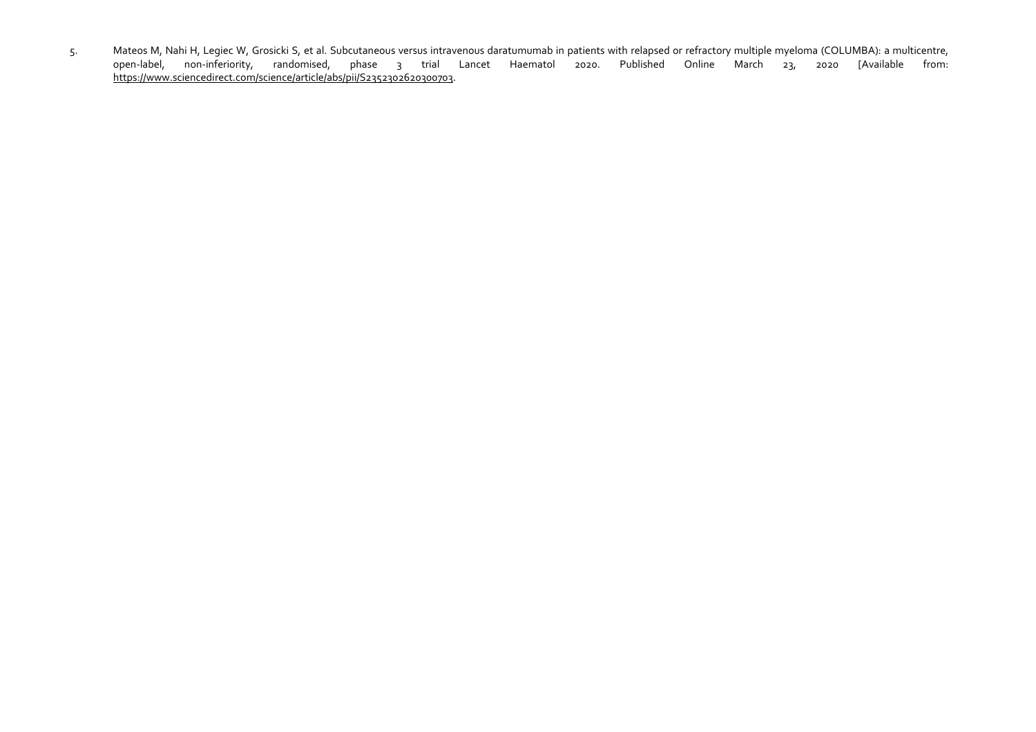5. Mateos M, Nahi H, Legiec W, Grosicki S, et al. Subcutaneous versus intravenous daratumumab in patients with relapsed or refractory multiple myeloma (COLUMBA): a multicentre, open-label, non-inferiority, randomised, phase 3 trial Lancet Haematol 2020. Published Online March 23, 2020 [Available from: https://www.sciencedirect.com/science/article/abs/pii/S2352302620300703.